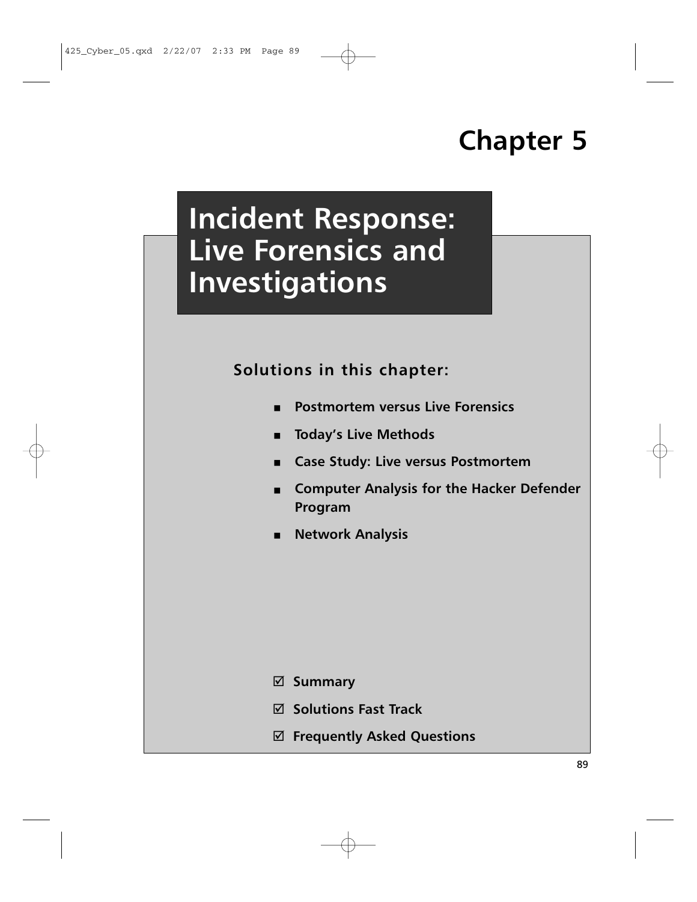# Chapter 5

# Incident Response: Live Forensics and Investigations

**Solutions in this chapter:**

- **Postmortem versus Live Forensics**
- **Today's Live Methods**
- **Case Study: Live versus Postmortem**
- **Computer Analysis for the Hacker Defender Program**
- **Network Analysis**

☑ **Summary**

☑ **Solutions Fast Track**

☑ **Frequently Asked Questions**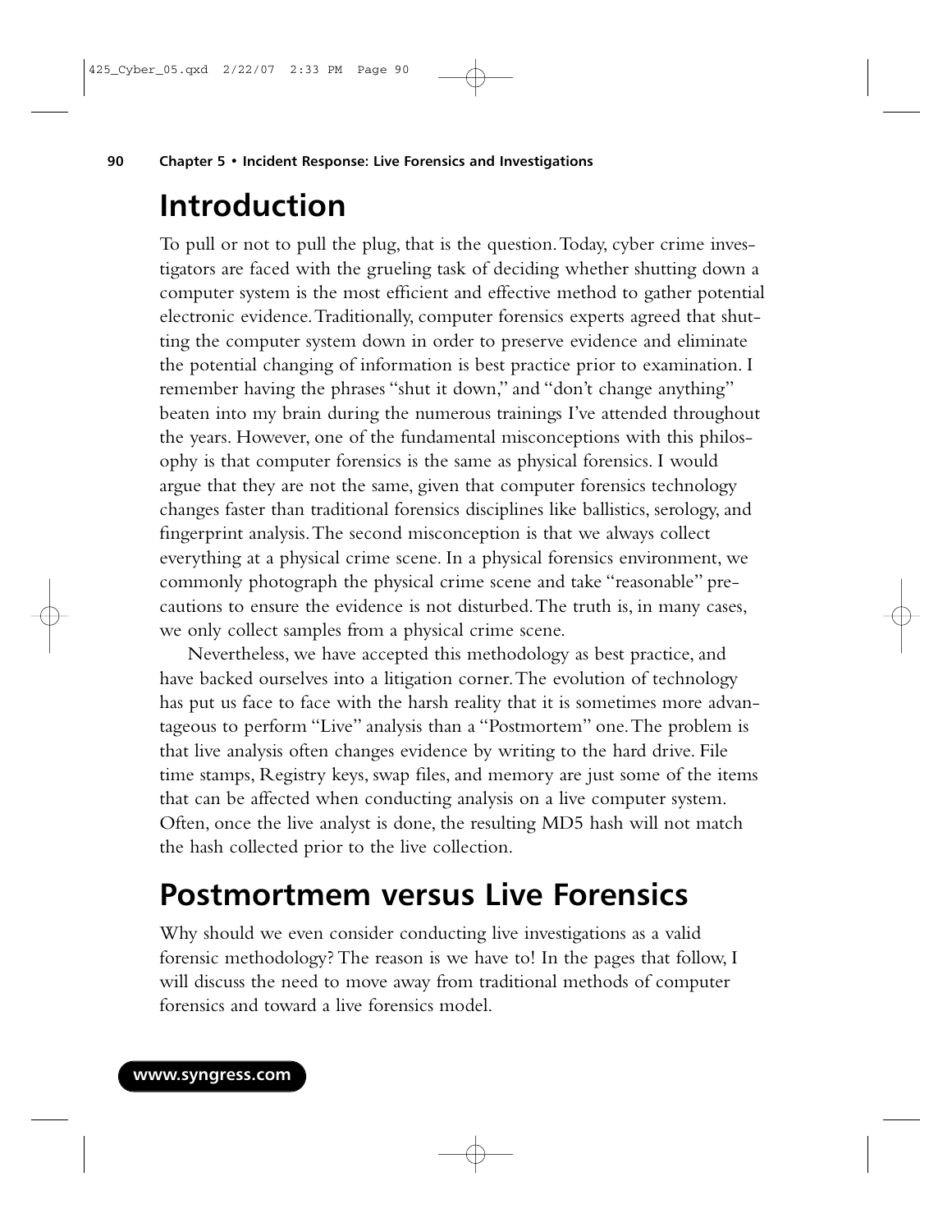# Introduction

To pull or not to pull the plug, that is the question. Today, cyber crime investigators are faced with the grueling task of deciding whether shutting down a computer system is the most efficient and effective method to gather potential electronic evidence. Traditionally, computer forensics experts agreed that shutting the computer system down in order to preserve evidence and eliminate the potential changing of information is best practice prior to examination. I remember having the phrases "shut it down," and "don't change anything" beaten into my brain during the numerous trainings I've attended throughout the years. However, one of the fundamental misconceptions with this philosophy is that computer forensics is the same as physical forensics. I would argue that they are not the same, given that computer forensics technology changes faster than traditional forensics disciplines like ballistics, serology, and fingerprint analysis. The second misconception is that we always collect everything at a physical crime scene. In a physical forensics environment, we commonly photograph the physical crime scene and take "reasonable" precautions to ensure the evidence is not disturbed. The truth is, in many cases, we only collect samples from a physical crime scene.

Nevertheless, we have accepted this methodology as best practice, and have backed ourselves into a litigation corner. The evolution of technology has put us face to face with the harsh reality that it is sometimes more advantageous to perform "Live" analysis than a "Postmortem" one. The problem is that live analysis often changes evidence by writing to the hard drive. File time stamps, Registry keys, swap files, and memory are just some of the items that can be affected when conducting analysis on a live computer system. Often, once the live analyst is done, the resulting MD5 hash will not match the hash collected prior to the live collection.

# Postmortmem versus Live Forensics

Why should we even consider conducting live investigations as a valid forensic methodology? The reason is we have to! In the pages that follow, I will discuss the need to move away from traditional methods of computer forensics and toward a live forensics model.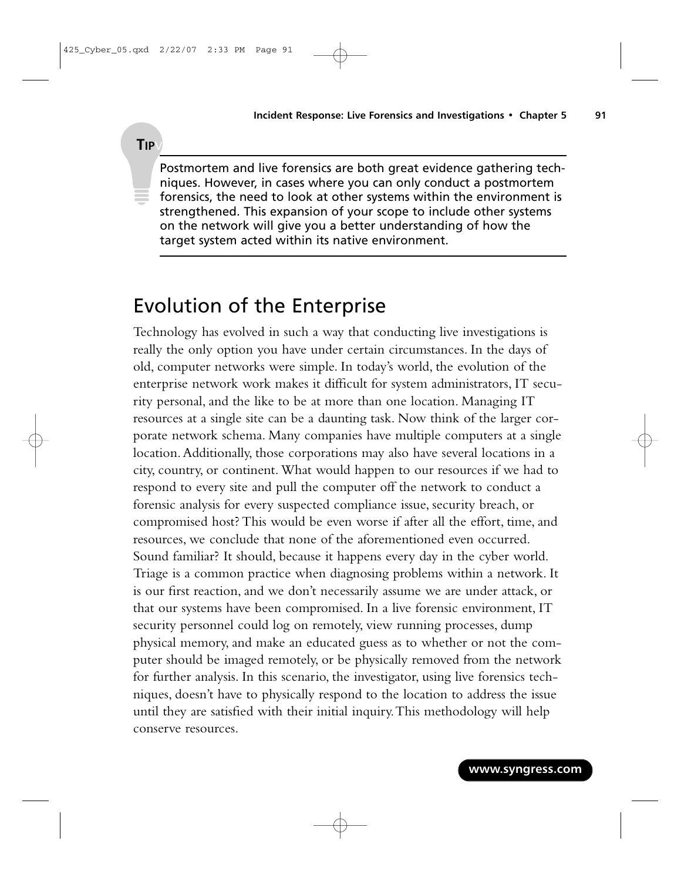**TIP**

Postmortem and live forensics are both great evidence gathering techniques. However, in cases where you can only conduct a postmortem forensics, the need to look at other systems within the environment is strengthened. This expansion of your scope to include other systems on the network will give you a better understanding of how the target system acted within its native environment.

## Evolution of the Enterprise

Technology has evolved in such a way that conducting live investigations is really the only option you have under certain circumstances. In the days of old, computer networks were simple. In today's world, the evolution of the enterprise network work makes it difficult for system administrators, IT security personal, and the like to be at more than one location. Managing IT resources at a single site can be a daunting task. Now think of the larger corporate network schema. Many companies have multiple computers at a single location. Additionally, those corporations may also have several locations in a city, country, or continent. What would happen to our resources if we had to respond to every site and pull the computer off the network to conduct a forensic analysis for every suspected compliance issue, security breach, or compromised host? This would be even worse if after all the effort, time, and resources, we conclude that none of the aforementioned even occurred. Sound familiar? It should, because it happens every day in the cyber world. Triage is a common practice when diagnosing problems within a network. It is our first reaction, and we don't necessarily assume we are under attack, or that our systems have been compromised. In a live forensic environment, IT security personnel could log on remotely, view running processes, dump physical memory, and make an educated guess as to whether or not the computer should be imaged remotely, or be physically removed from the network for further analysis. In this scenario, the investigator, using live forensics techniques, doesn't have to physically respond to the location to address the issue until they are satisfied with their initial inquiry. This methodology will help conserve resources.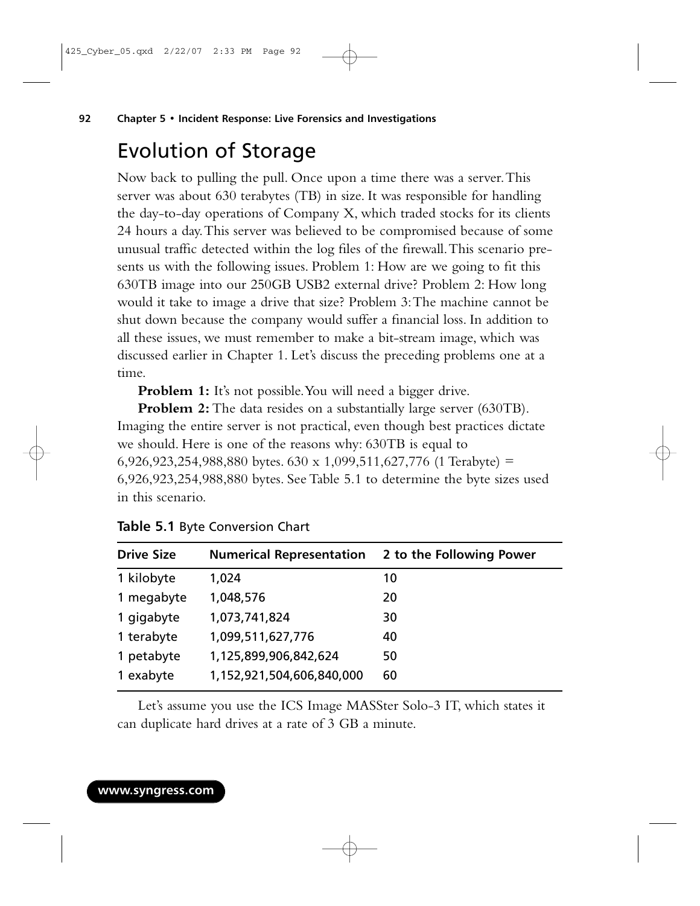## Evolution of Storage

Now back to pulling the pull. Once upon a time there was a server. This server was about 630 terabytes (TB) in size. It was responsible for handling the day-to-day operations of Company X, which traded stocks for its clients 24 hours a day. This server was believed to be compromised because of some unusual traffic detected within the log files of the firewall. This scenario presents us with the following issues. Problem 1: How are we going to fit this 630TB image into our 250GB USB2 external drive? Problem 2: How long would it take to image a drive that size? Problem 3: The machine cannot be shut down because the company would suffer a financial loss. In addition to all these issues, we must remember to make a bit-stream image, which was discussed earlier in Chapter 1. Let's discuss the preceding problems one at a time.

**Problem 1:** It's not possible. You will need a bigger drive.

**Problem 2:** The data resides on a substantially large server (630TB). Imaging the entire server is not practical, even though best practices dictate we should. Here is one of the reasons why: 630TB is equal to 6,926,923,254,988,880 bytes. 630 x 1,099,511,627,776 (1 Terabyte) = 6,926,923,254,988,880 bytes. See Table 5.1 to determine the byte sizes used in this scenario.

**Table 5.1** Byte Conversion Chart

| Drive Size | Numerical Representation | 2 to the Following Power |
|---|---|---|
| 1 kilobyte | 1,024 | 10 |
| 1 megabyte | 1,048,576 | 20 |
| 1 gigabyte | 1,073,741,824 | 30 |
| 1 terabyte | 1,099,511,627,776 | 40 |
| 1 petabyte | 1,125,899,906,842,624 | 50 |
| 1 exabyte | 1,152,921,504,606,840,000 | 60 |

Let's assume you use the ICS Image MASSter Solo-3 IT, which states it can duplicate hard drives at a rate of 3 GB a minute.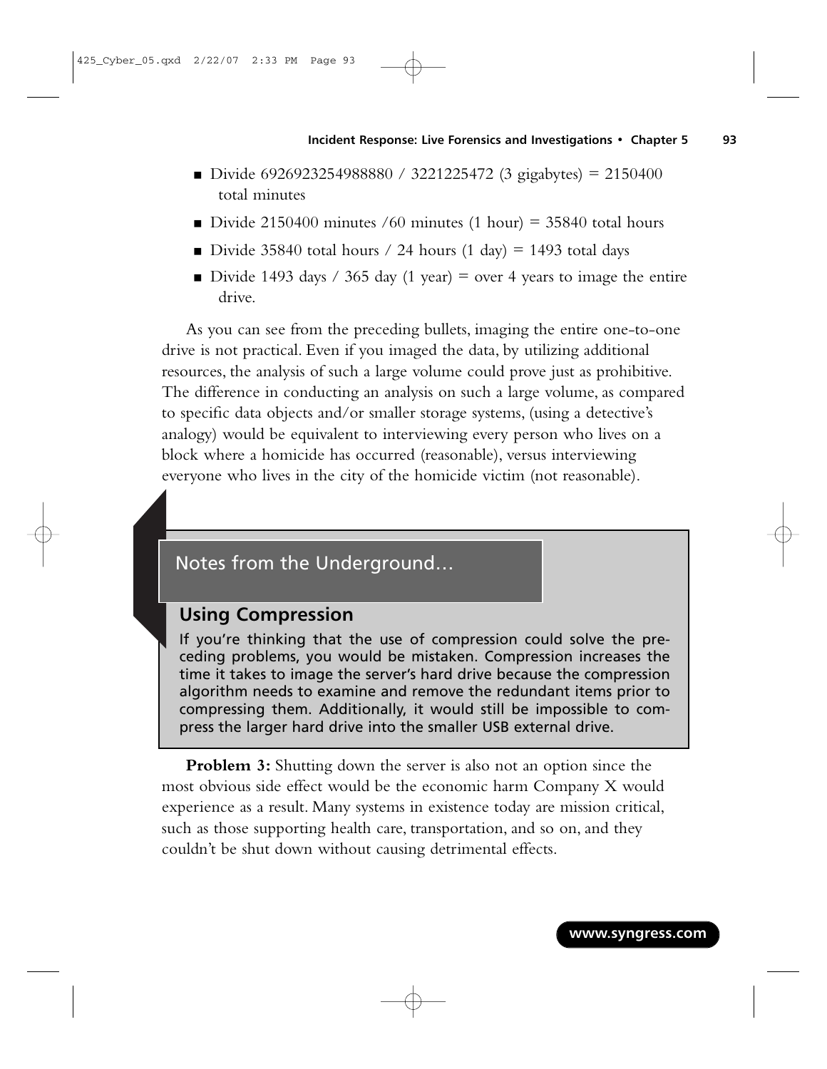- Divide 6926923254988880 / 3221225472 (3 gigabytes) = 2150400 total minutes
- Divide 2150400 minutes /60 minutes (1 hour) = 35840 total hours
- Divide 35840 total hours / 24 hours (1 day) = 1493 total days
- Divide 1493 days / 365 day (1 year) = over 4 years to image the entire drive.

As you can see from the preceding bullets, imaging the entire one-to-one drive is not practical. Even if you imaged the data, by utilizing additional resources, the analysis of such a large volume could prove just as prohibitive. The difference in conducting an analysis on such a large volume, as compared to specific data objects and/or smaller storage systems, (using a detective's analogy) would be equivalent to interviewing every person who lives on a block where a homicide has occurred (reasonable), versus interviewing everyone who lives in the city of the homicide victim (not reasonable).

> **Notes from the Underground…**
>
> **Using Compression**
>
> If you're thinking that the use of compression could solve the preceding problems, you would be mistaken. Compression increases the time it takes to image the server's hard drive because the compression algorithm needs to examine and remove the redundant items prior to compressing them. Additionally, it would still be impossible to compress the larger hard drive into the smaller USB external drive.

**Problem 3:** Shutting down the server is also not an option since the most obvious side effect would be the economic harm Company X would experience as a result. Many systems in existence today are mission critical, such as those supporting health care, transportation, and so on, and they couldn't be shut down without causing detrimental effects.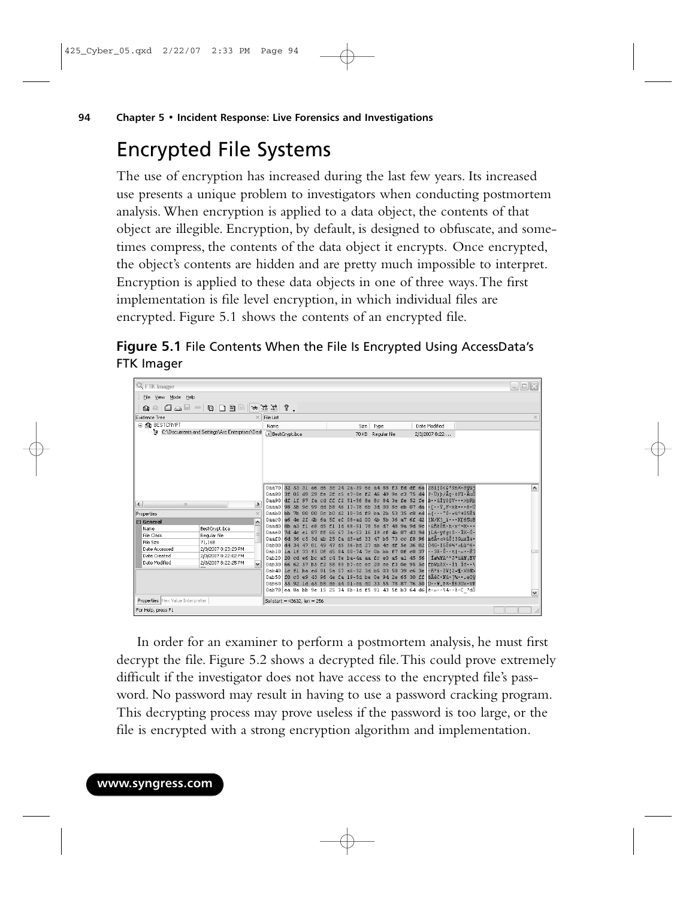# Encrypted File Systems

The use of encryption has increased during the last few years. Its increased use presents a unique problem to investigators when conducting postmortem analysis. When encryption is applied to a data object, the contents of that object are illegible. Encryption, by default, is designed to obfuscate, and sometimes compress, the contents of the data object it encrypts. Once encrypted, the object's contents are hidden and are pretty much impossible to interpret. Encryption is applied to these data objects in one of three ways. The first implementation is file level encryption, in which individual files are encrypted. Figure 5.1 shows the contents of an encrypted file.

**Figure 5.1** File Contents When the File Is Encrypted Using AccessData's FTK Imager

In order for an examiner to perform a postmortem analysis, he must first decrypt the file. Figure 5.2 shows a decrypted file. This could prove extremely difficult if the investigator does not have access to the encrypted file's password. No password may result in having to use a password cracking program. This decrypting process may prove useless if the password is too large, or the file is encrypted with a strong encryption algorithm and implementation.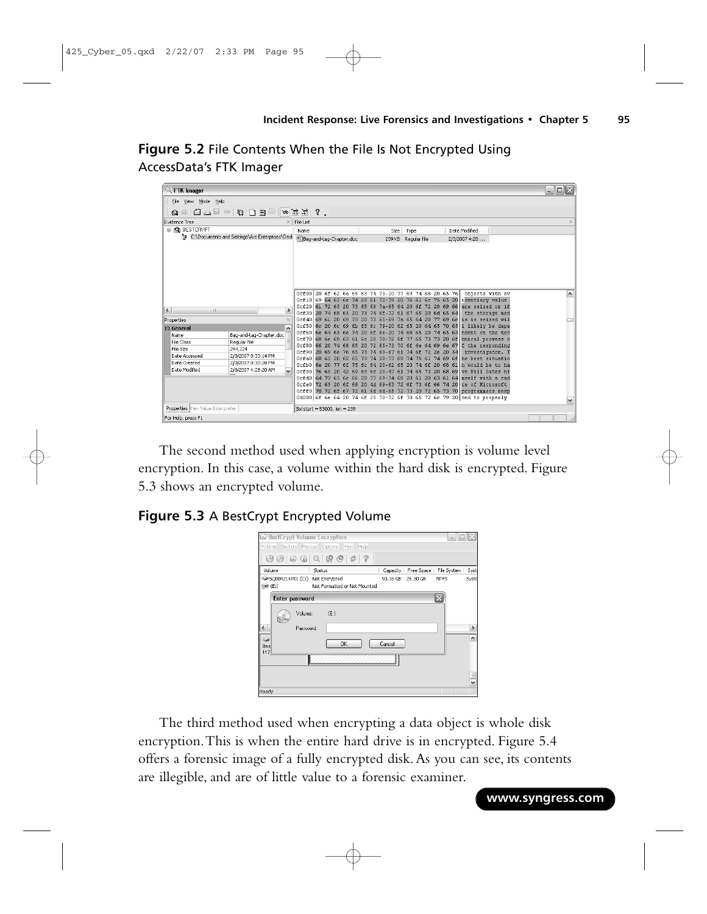**Figure 5.2** File Contents When the File Is Not Encrypted Using AccessData's FTK Imager

The second method used when applying encryption is volume level encryption. In this case, a volume within the hard disk is encrypted. Figure 5.3 shows an encrypted volume.

**Figure 5.3** A BestCrypt Encrypted Volume

The third method used when encrypting a data object is whole disk encryption. This is when the entire hard drive is in encrypted. Figure 5.4 offers a forensic image of a fully encrypted disk. As you can see, its contents are illegible, and are of little value to a forensic examiner.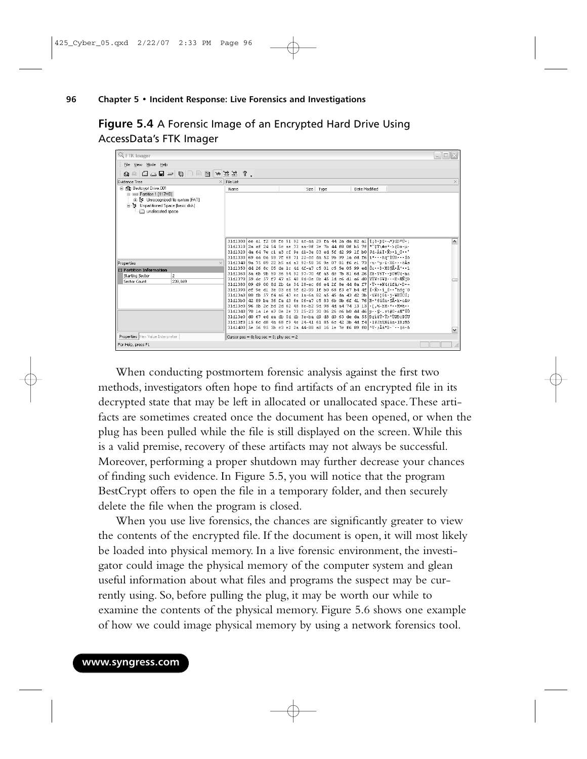**Figure 5.4** A Forensic Image of an Encrypted Hard Drive Using AccessData's FTK Imager

When conducting postmortem forensic analysis against the first two methods, investigators often hope to find artifacts of an encrypted file in its decrypted state that may be left in allocated or unallocated space. These artifacts are sometimes created once the document has been opened, or when the plug has been pulled while the file is still displayed on the screen. While this is a valid premise, recovery of these artifacts may not always be successful. Moreover, performing a proper shutdown may further decrease your chances of finding such evidence. In Figure 5.5, you will notice that the program BestCrypt offers to open the file in a temporary folder, and then securely delete the file when the program is closed.

When you use live forensics, the chances are significantly greater to view the contents of the encrypted file. If the document is open, it will most likely be loaded into physical memory. In a live forensic environment, the investigator could image the physical memory of the computer system and glean useful information about what files and programs the suspect may be currently using. So, before pulling the plug, it may be worth our while to examine the contents of the physical memory. Figure 5.6 shows one example of how we could image physical memory by using a network forensics tool.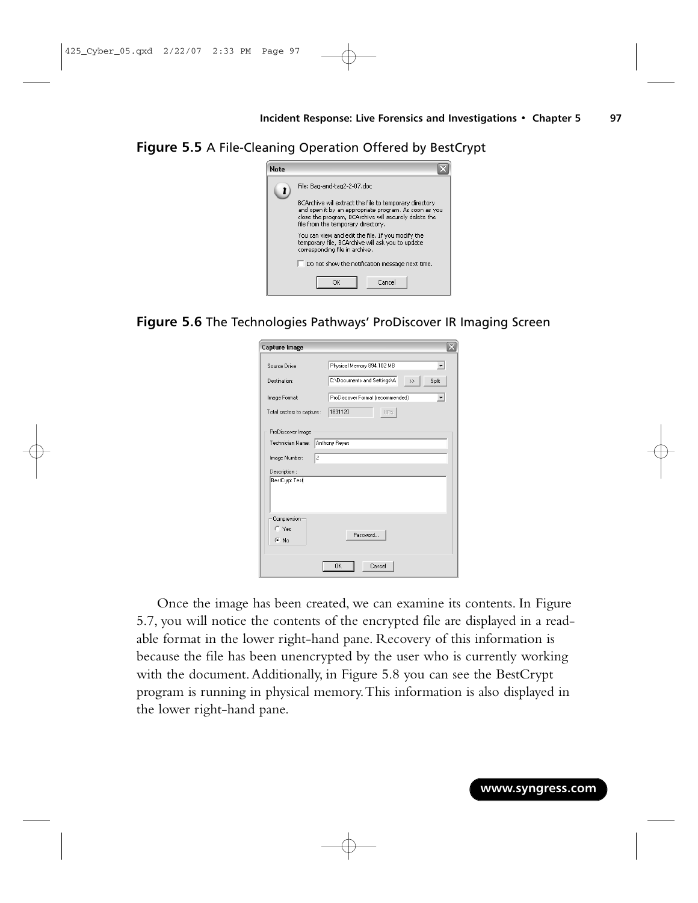**Figure 5.5** A File-Cleaning Operation Offered by BestCrypt

Note

File: Bag-and-tag2-2-07.doc

BCArchive will extract the file to temporary directory and open it by an appropriate program. As soon as you close the program, BCArchive will securely delete the file from the temporary directory.

You can view and edit the file. If you modify the temporary file, BCArchive will ask you to update corresponding file in archive.

Do not show the notification message next time.

OK Cancel

**Figure 5.6** The Technologies Pathways' ProDiscover IR Imaging Screen

Capture Image

Source Drive: Physical Memory 894.102 MB

Destination: C:\Documents and Settings\A

Image Format: ProDiscover Format (recommended)

Total sectors to capture: 1831120

ProDiscover Image

Technician Name: Anthony Reyes

Image Number: 2

Description: BestCrypt Text

Compression: Yes / No

Password...

OK Cancel

Once the image has been created, we can examine its contents. In Figure 5.7, you will notice the contents of the encrypted file are displayed in a readable format in the lower right-hand pane. Recovery of this information is because the file has been unencrypted by the user who is currently working with the document. Additionally, in Figure 5.8 you can see the BestCrypt program is running in physical memory. This information is also displayed in the lower right-hand pane.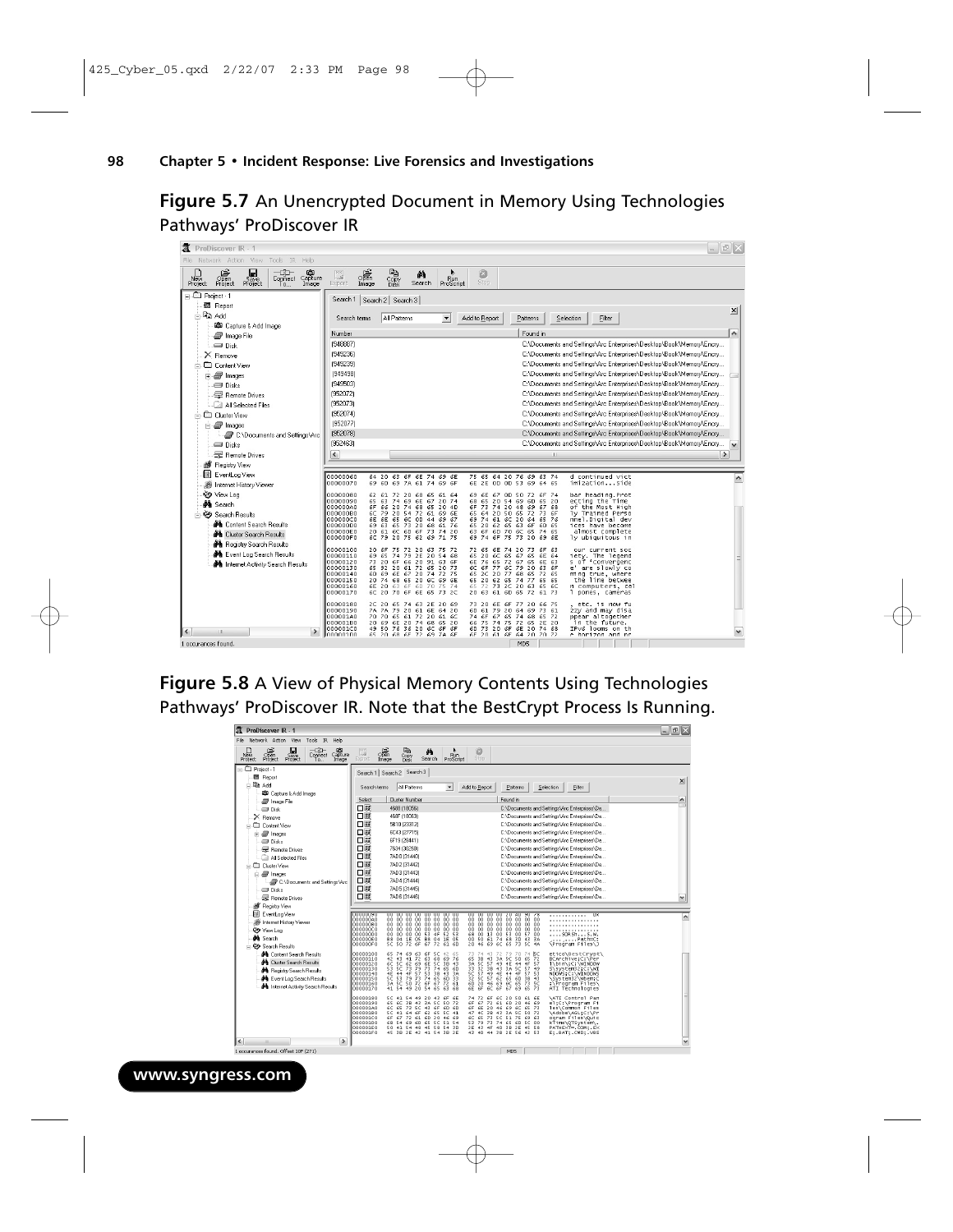**Figure 5.7** An Unencrypted Document in Memory Using Technologies Pathways' ProDiscover IR

**Figure 5.8** A View of Physical Memory Contents Using Technologies Pathways' ProDiscover IR. Note that the BestCrypt Process Is Running.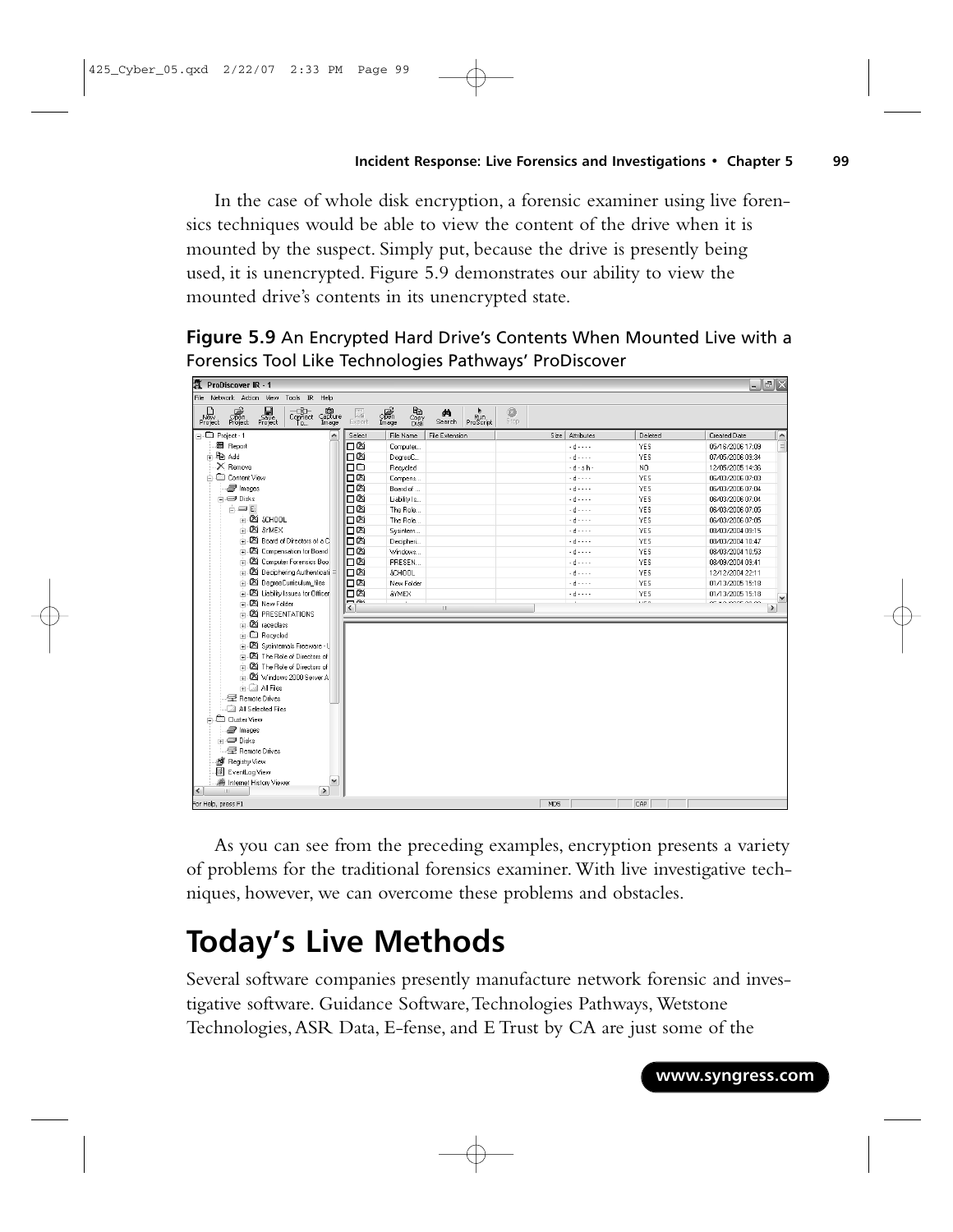In the case of whole disk encryption, a forensic examiner using live forensics techniques would be able to view the content of the drive when it is mounted by the suspect. Simply put, because the drive is presently being used, it is unencrypted. Figure 5.9 demonstrates our ability to view the mounted drive's contents in its unencrypted state.

**Figure 5.9** An Encrypted Hard Drive's Contents When Mounted Live with a Forensics Tool Like Technologies Pathways' ProDiscover

As you can see from the preceding examples, encryption presents a variety of problems for the traditional forensics examiner. With live investigative techniques, however, we can overcome these problems and obstacles.

# Today's Live Methods

Several software companies presently manufacture network forensic and investigative software. Guidance Software, Technologies Pathways, Wetstone Technologies, ASR Data, E-fense, and E Trust by CA are just some of the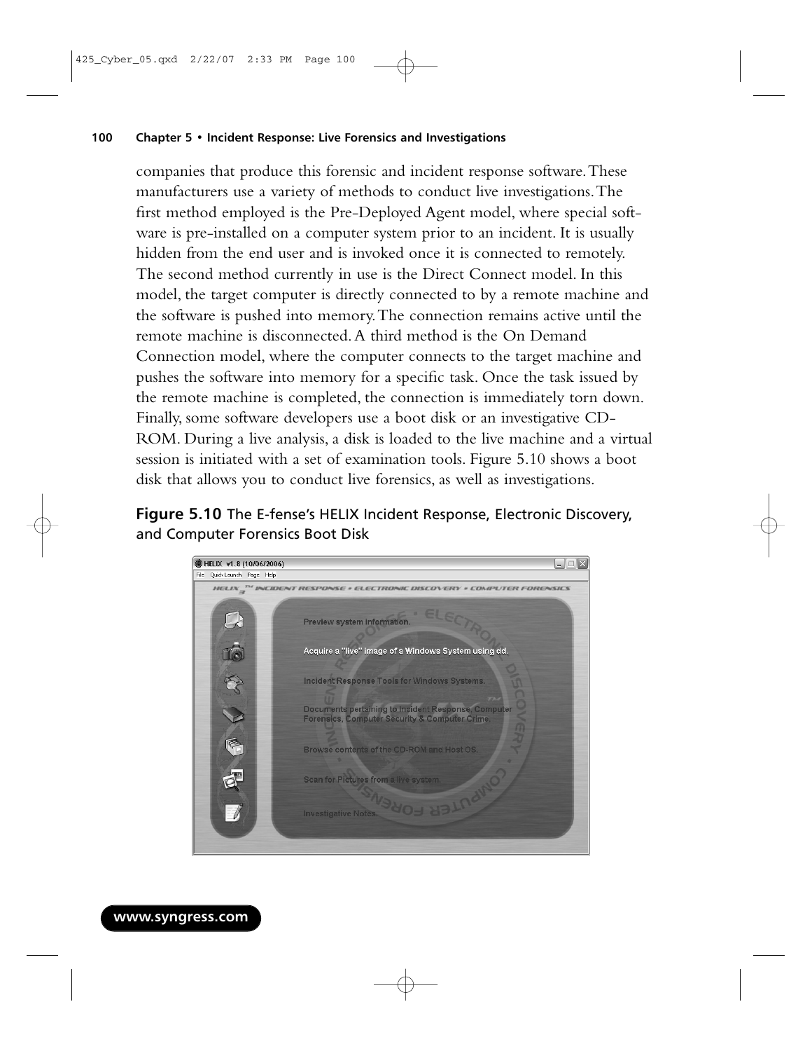companies that produce this forensic and incident response software. These manufacturers use a variety of methods to conduct live investigations. The first method employed is the Pre-Deployed Agent model, where special software is pre-installed on a computer system prior to an incident. It is usually hidden from the end user and is invoked once it is connected to remotely. The second method currently in use is the Direct Connect model. In this model, the target computer is directly connected to by a remote machine and the software is pushed into memory. The connection remains active until the remote machine is disconnected. A third method is the On Demand Connection model, where the computer connects to the target machine and pushes the software into memory for a specific task. Once the task issued by the remote machine is completed, the connection is immediately torn down. Finally, some software developers use a boot disk or an investigative CD-ROM. During a live analysis, a disk is loaded to the live machine and a virtual session is initiated with a set of examination tools. Figure 5.10 shows a boot disk that allows you to conduct live forensics, as well as investigations.

**Figure 5.10** The E-fense's HELIX Incident Response, Electronic Discovery, and Computer Forensics Boot Disk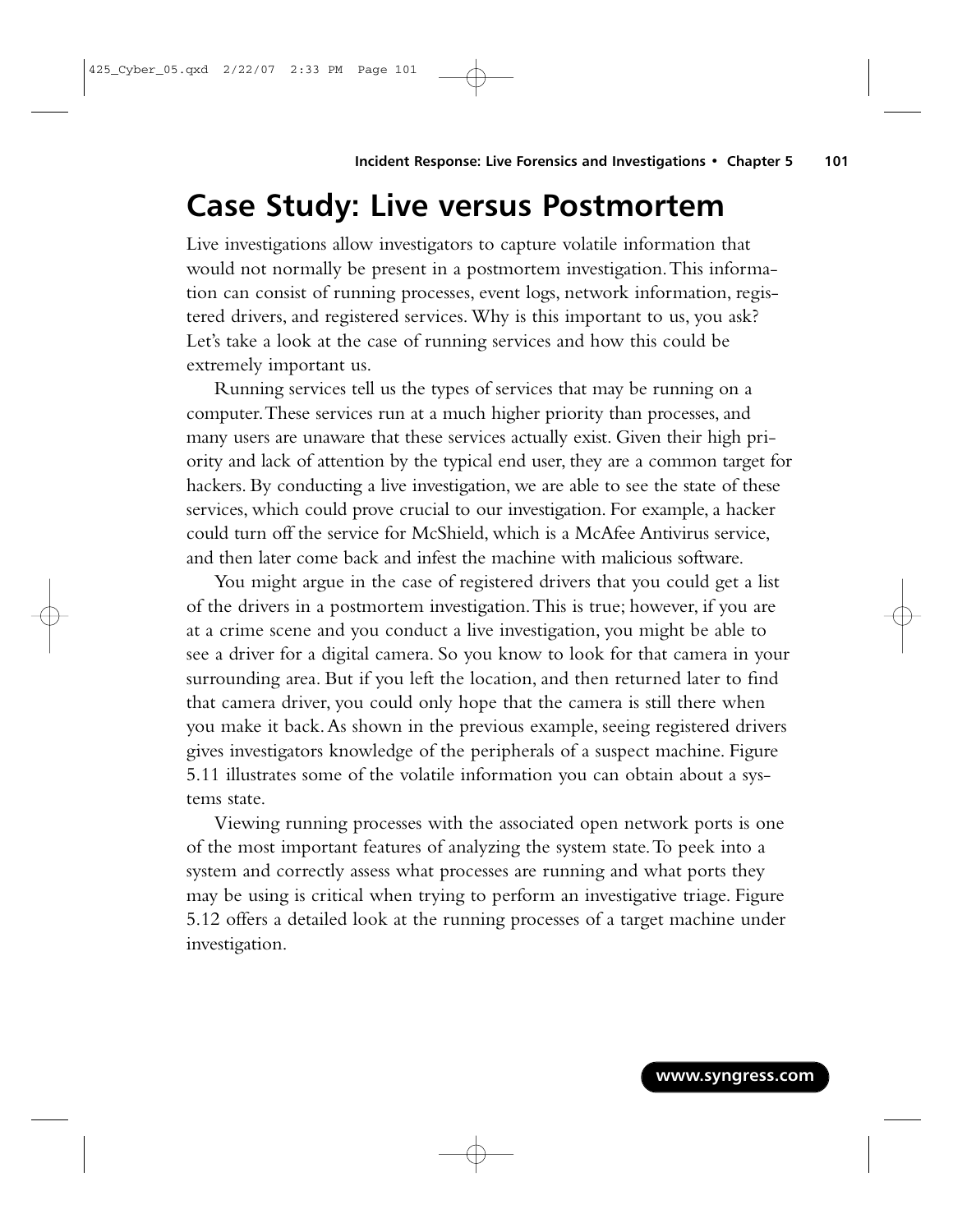# Case Study: Live versus Postmortem

Live investigations allow investigators to capture volatile information that would not normally be present in a postmortem investigation. This information can consist of running processes, event logs, network information, registered drivers, and registered services. Why is this important to us, you ask? Let's take a look at the case of running services and how this could be extremely important us.

Running services tell us the types of services that may be running on a computer. These services run at a much higher priority than processes, and many users are unaware that these services actually exist. Given their high priority and lack of attention by the typical end user, they are a common target for hackers. By conducting a live investigation, we are able to see the state of these services, which could prove crucial to our investigation. For example, a hacker could turn off the service for McShield, which is a McAfee Antivirus service, and then later come back and infest the machine with malicious software.

You might argue in the case of registered drivers that you could get a list of the drivers in a postmortem investigation. This is true; however, if you are at a crime scene and you conduct a live investigation, you might be able to see a driver for a digital camera. So you know to look for that camera in your surrounding area. But if you left the location, and then returned later to find that camera driver, you could only hope that the camera is still there when you make it back. As shown in the previous example, seeing registered drivers gives investigators knowledge of the peripherals of a suspect machine. Figure 5.11 illustrates some of the volatile information you can obtain about a systems state.

Viewing running processes with the associated open network ports is one of the most important features of analyzing the system state. To peek into a system and correctly assess what processes are running and what ports they may be using is critical when trying to perform an investigative triage. Figure 5.12 offers a detailed look at the running processes of a target machine under investigation.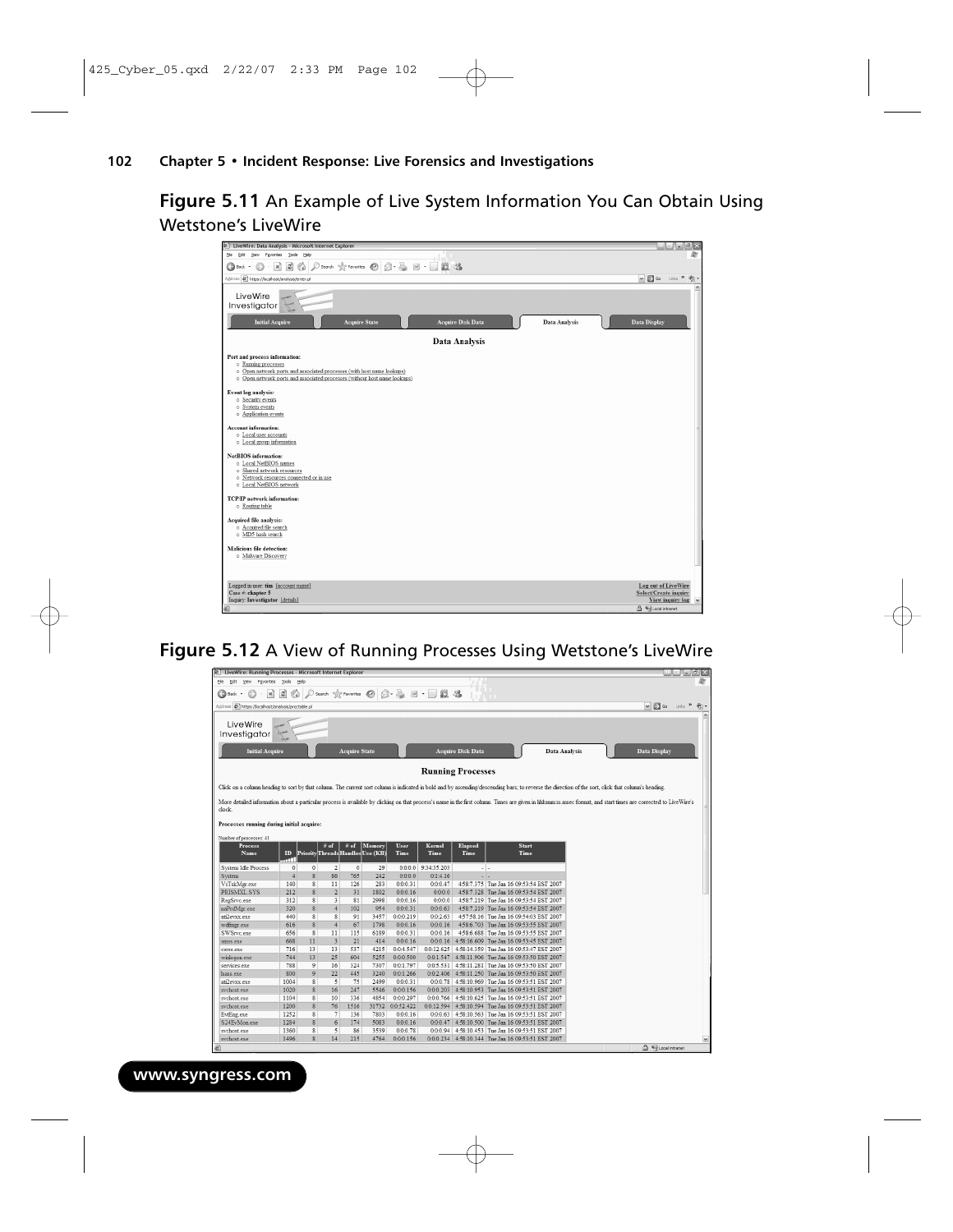**Figure 5.11** An Example of Live System Information You Can Obtain Using Wetstone's LiveWire

**Figure 5.12** A View of Running Processes Using Wetstone's LiveWire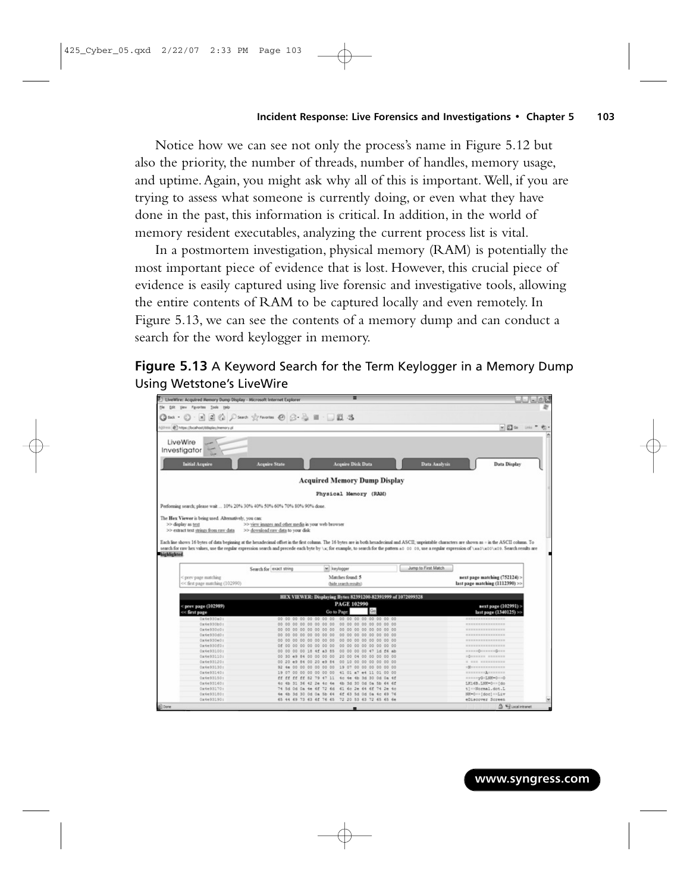Notice how we can see not only the process's name in Figure 5.12 but also the priority, the number of threads, number of handles, memory usage, and uptime. Again, you might ask why all of this is important. Well, if you are trying to assess what someone is currently doing, or even what they have done in the past, this information is critical. In addition, in the world of memory resident executables, analyzing the current process list is vital.

In a postmortem investigation, physical memory (RAM) is potentially the most important piece of evidence that is lost. However, this crucial piece of evidence is easily captured using live forensic and investigative tools, allowing the entire contents of RAM to be captured locally and even remotely. In Figure 5.13, we can see the contents of a memory dump and can conduct a search for the word keylogger in memory.

**Figure 5.13** A Keyword Search for the Term Keylogger in a Memory Dump Using Wetstone's LiveWire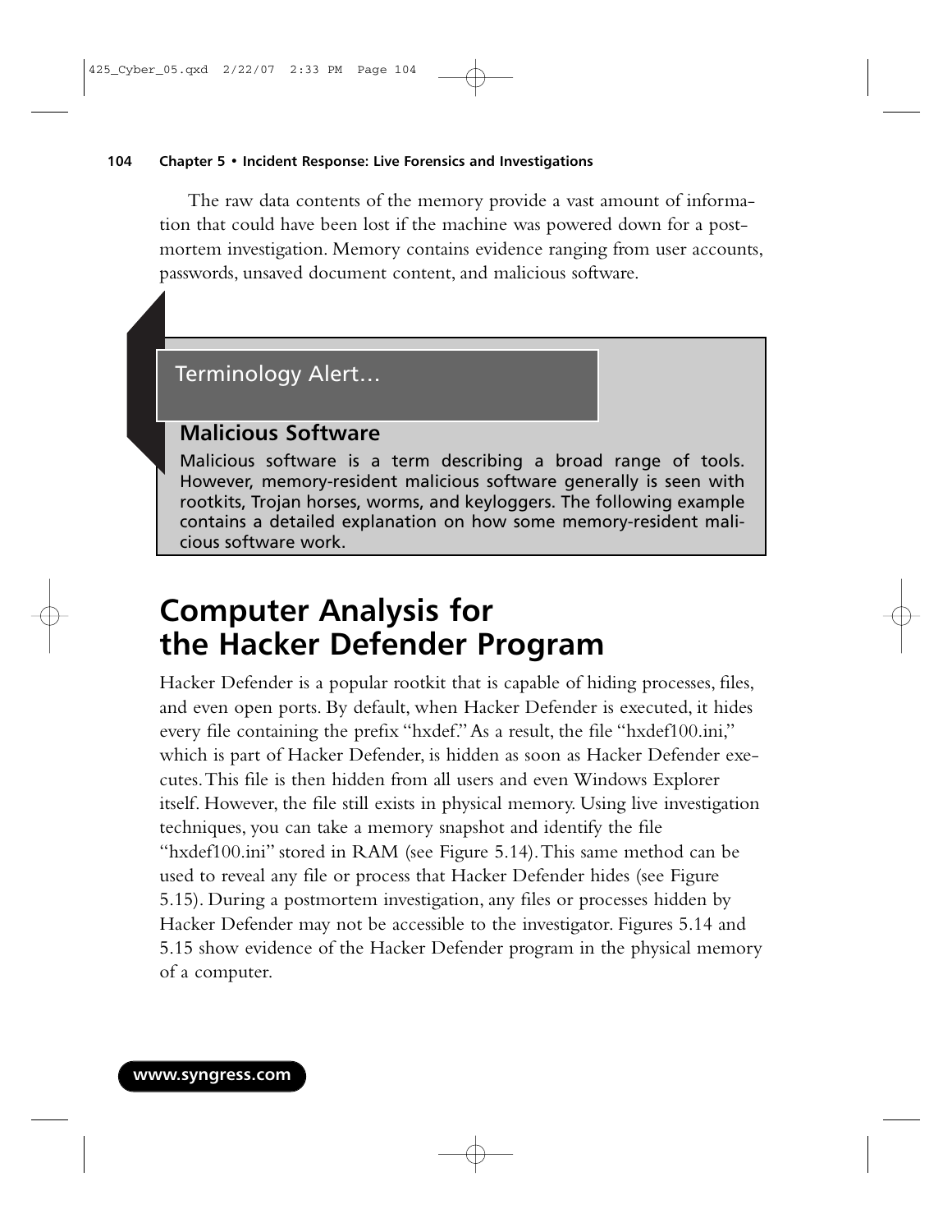The raw data contents of the memory provide a vast amount of information that could have been lost if the machine was powered down for a postmortem investigation. Memory contains evidence ranging from user accounts, passwords, unsaved document content, and malicious software.

> **Terminology Alert…**
>
> **Malicious Software**
>
> Malicious software is a term describing a broad range of tools. However, memory-resident malicious software generally is seen with rootkits, Trojan horses, worms, and keyloggers. The following example contains a detailed explanation on how some memory-resident malicious software work.

# Computer Analysis for the Hacker Defender Program

Hacker Defender is a popular rootkit that is capable of hiding processes, files, and even open ports. By default, when Hacker Defender is executed, it hides every file containing the prefix "hxdef." As a result, the file "hxdef100.ini," which is part of Hacker Defender, is hidden as soon as Hacker Defender executes. This file is then hidden from all users and even Windows Explorer itself. However, the file still exists in physical memory. Using live investigation techniques, you can take a memory snapshot and identify the file "hxdef100.ini" stored in RAM (see Figure 5.14). This same method can be used to reveal any file or process that Hacker Defender hides (see Figure 5.15). During a postmortem investigation, any files or processes hidden by Hacker Defender may not be accessible to the investigator. Figures 5.14 and 5.15 show evidence of the Hacker Defender program in the physical memory of a computer.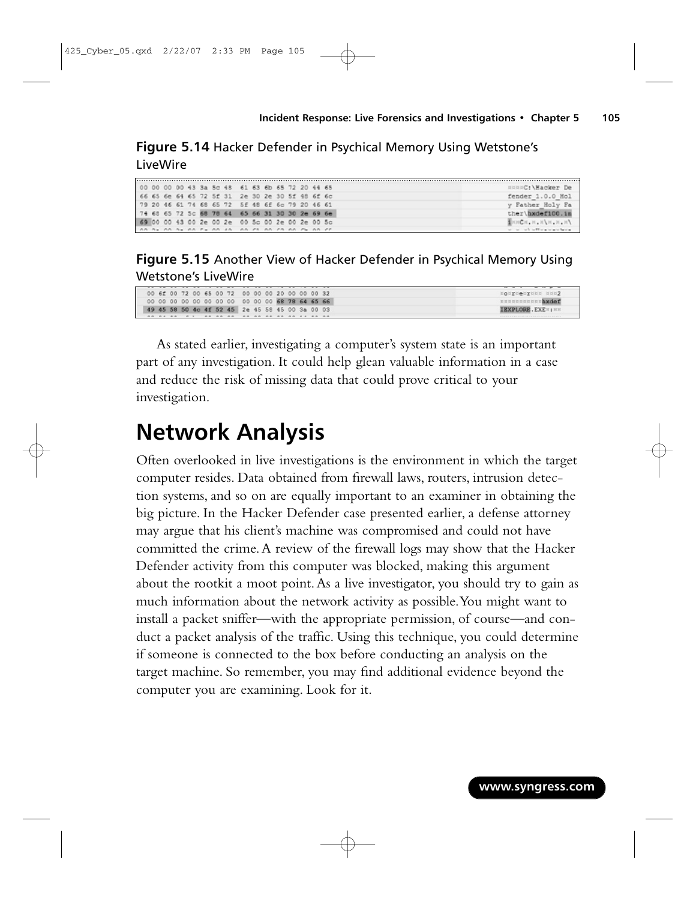**Figure 5.14** Hacker Defender in Psychical Memory Using Wetstone's LiveWire

```
00 00 00 00 43 3a 5c 48  61 63 6b 65 72 20 44 65    ....C:\Hacker De
66 65 6e 64 65 72 5f 31  2e 30 2e 30 5f 48 6f 6c    fender_1.0.0_Hol
79 20 46 61 74 68 65 72  5f 48 6f 6c 79 20 46 61    y Father_Holy Fa
74 68 65 72 5c 68 78 64  65 66 31 30 30 2e 69 6e    ther\hxdef100.in
69 00 00 43 00 2e 00 2e  00 5c 00 2e 00 2e 00 5c    i..C.:.\.:.:.\
```

**Figure 5.15** Another View of Hacker Defender in Psychical Memory Using Wetstone's LiveWire

```
00 6f 00 72 00 65 00 72  00 00 00 20 00 00 00 32    .o.r.e.r... ...2
00 00 00 00 00 00 00 00  00 00 00 68 78 64 65 66    ...........hxdef
49 45 58 50 4c 4f 52 45  2e 45 58 45 00 3a 00 03    IEXPLORE.EXE.:..
```

As stated earlier, investigating a computer's system state is an important part of any investigation. It could help glean valuable information in a case and reduce the risk of missing data that could prove critical to your investigation.

# Network Analysis

Often overlooked in live investigations is the environment in which the target computer resides. Data obtained from firewall laws, routers, intrusion detection systems, and so on are equally important to an examiner in obtaining the big picture. In the Hacker Defender case presented earlier, a defense attorney may argue that his client's machine was compromised and could not have committed the crime. A review of the firewall logs may show that the Hacker Defender activity from this computer was blocked, making this argument about the rootkit a moot point. As a live investigator, you should try to gain as much information about the network activity as possible. You might want to install a packet sniffer—with the appropriate permission, of course—and conduct a packet analysis of the traffic. Using this technique, you could determine if someone is connected to the box before conducting an analysis on the target machine. So remember, you may find additional evidence beyond the computer you are examining. Look for it.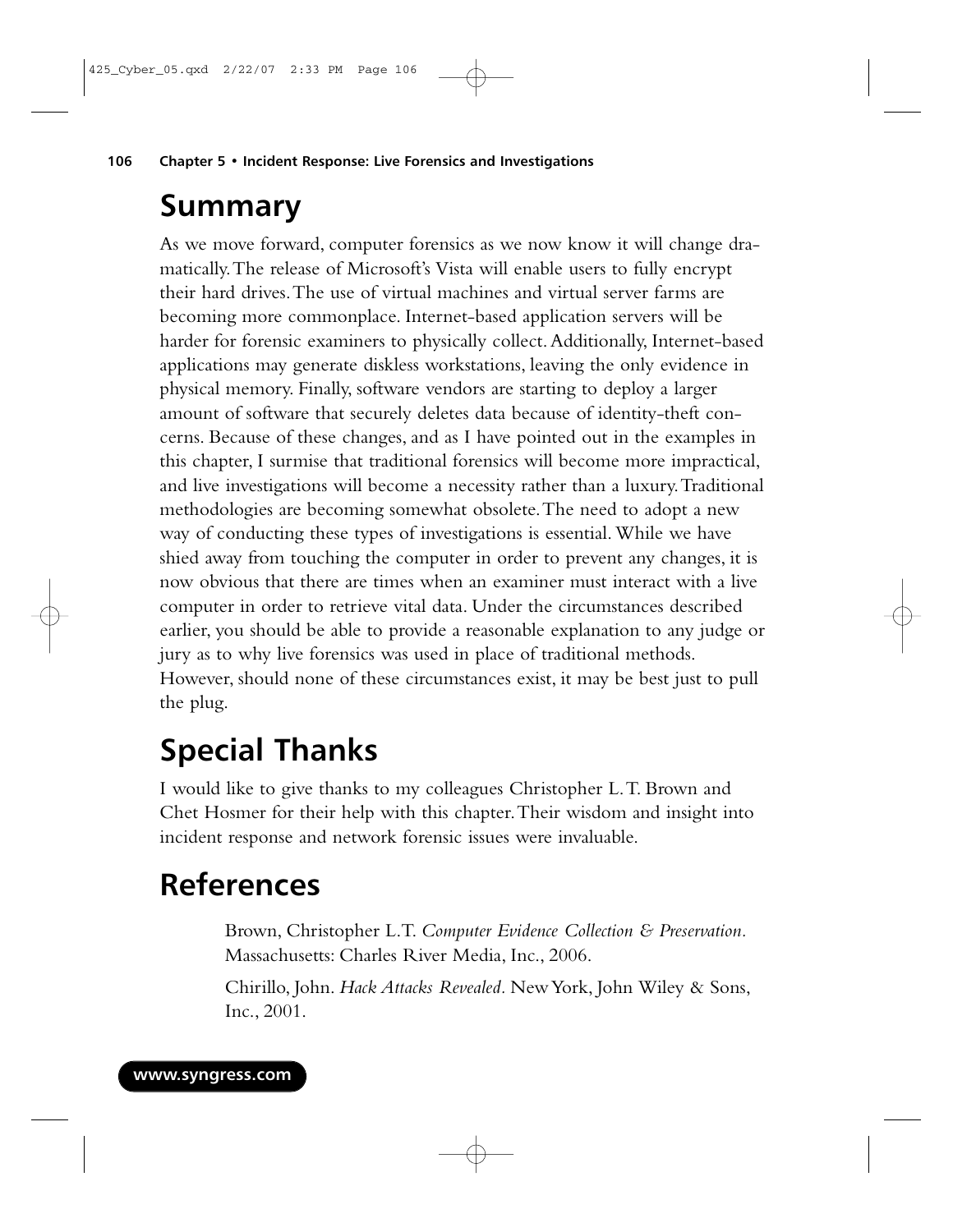## Summary

As we move forward, computer forensics as we now know it will change dramatically. The release of Microsoft's Vista will enable users to fully encrypt their hard drives. The use of virtual machines and virtual server farms are becoming more commonplace. Internet-based application servers will be harder for forensic examiners to physically collect. Additionally, Internet-based applications may generate diskless workstations, leaving the only evidence in physical memory. Finally, software vendors are starting to deploy a larger amount of software that securely deletes data because of identity-theft concerns. Because of these changes, and as I have pointed out in the examples in this chapter, I surmise that traditional forensics will become more impractical, and live investigations will become a necessity rather than a luxury. Traditional methodologies are becoming somewhat obsolete. The need to adopt a new way of conducting these types of investigations is essential. While we have shied away from touching the computer in order to prevent any changes, it is now obvious that there are times when an examiner must interact with a live computer in order to retrieve vital data. Under the circumstances described earlier, you should be able to provide a reasonable explanation to any judge or jury as to why live forensics was used in place of traditional methods. However, should none of these circumstances exist, it may be best just to pull the plug.

## Special Thanks

I would like to give thanks to my colleagues Christopher L. T. Brown and Chet Hosmer for their help with this chapter. Their wisdom and insight into incident response and network forensic issues were invaluable.

## References

Brown, Christopher L.T. *Computer Evidence Collection & Preservation.* Massachusetts: Charles River Media, Inc., 2006.

Chirillo, John. *Hack Attacks Revealed.* New York, John Wiley & Sons, Inc., 2001.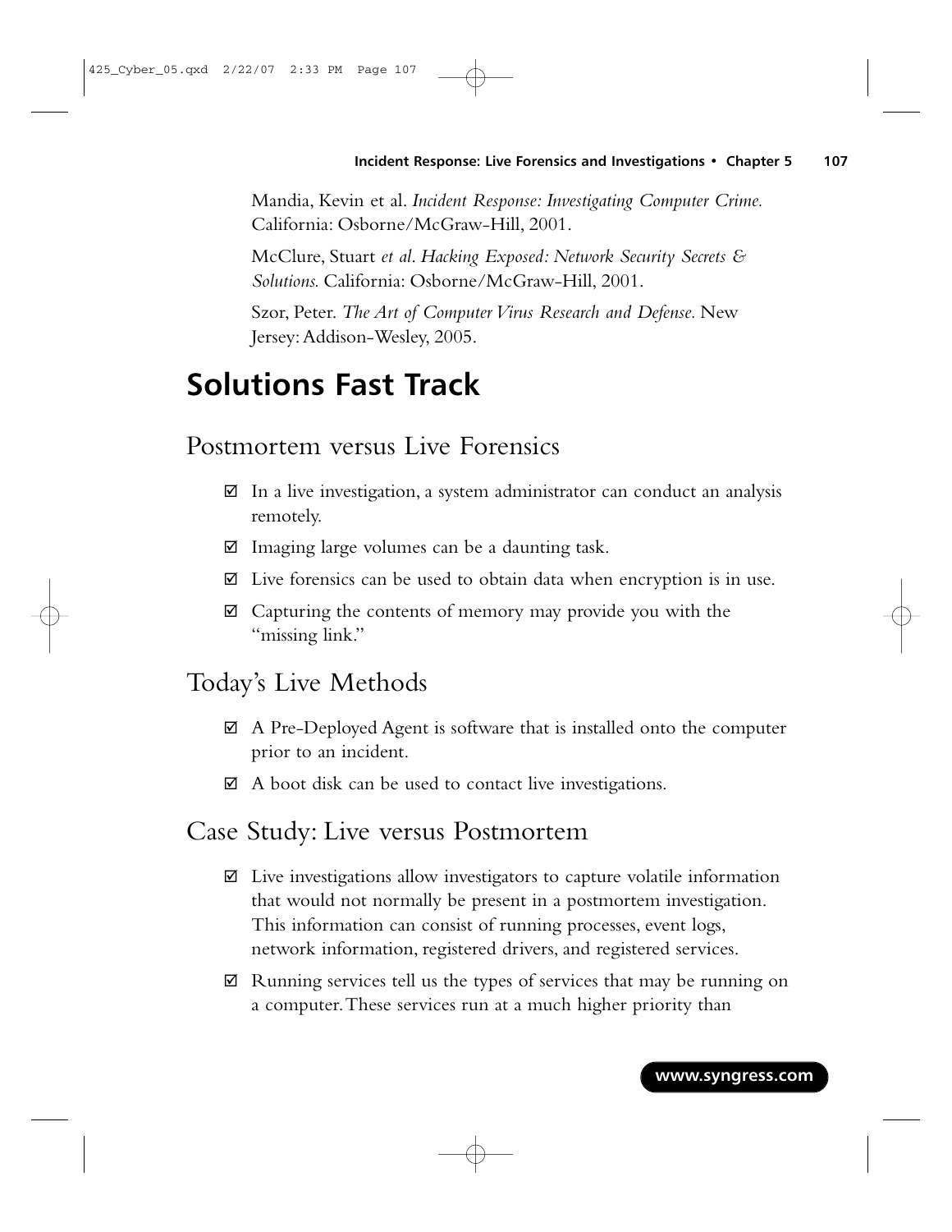Mandia, Kevin et al. *Incident Response: Investigating Computer Crime.* California: Osborne/McGraw-Hill, 2001.

McClure, Stuart *et al. Hacking Exposed: Network Security Secrets & Solutions.* California: Osborne/McGraw-Hill, 2001.

Szor, Peter. *The Art of Computer Virus Research and Defense.* New Jersey: Addison-Wesley, 2005.

# Solutions Fast Track

## Postmortem versus Live Forensics

☑ In a live investigation, a system administrator can conduct an analysis remotely.

☑ Imaging large volumes can be a daunting task.

☑ Live forensics can be used to obtain data when encryption is in use.

☑ Capturing the contents of memory may provide you with the "missing link."

## Today's Live Methods

☑ A Pre-Deployed Agent is software that is installed onto the computer prior to an incident.

☑ A boot disk can be used to contact live investigations.

## Case Study: Live versus Postmortem

☑ Live investigations allow investigators to capture volatile information that would not normally be present in a postmortem investigation. This information can consist of running processes, event logs, network information, registered drivers, and registered services.

☑ Running services tell us the types of services that may be running on a computer. These services run at a much higher priority than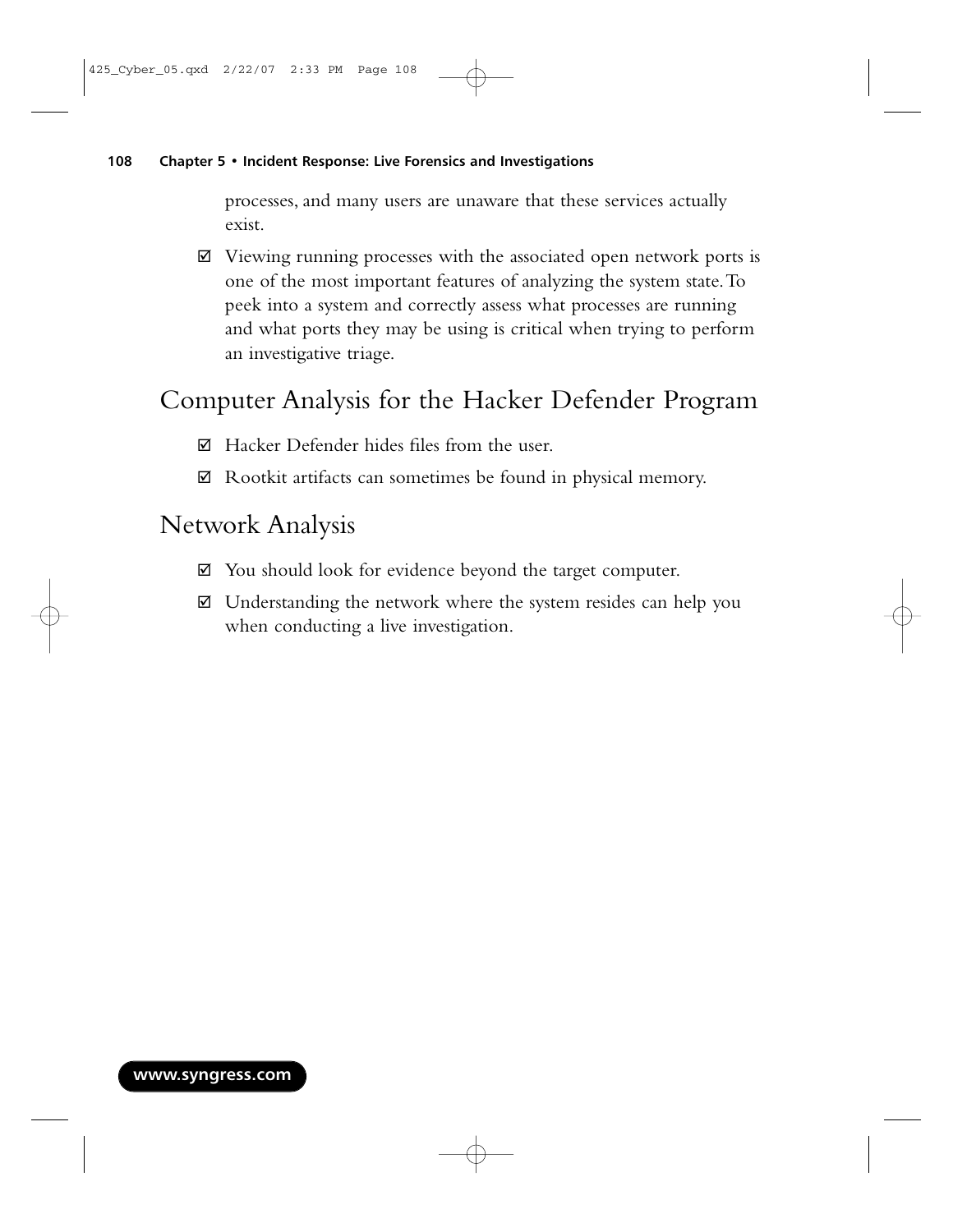processes, and many users are unaware that these services actually exist.

- ☑ Viewing running processes with the associated open network ports is one of the most important features of analyzing the system state. To peek into a system and correctly assess what processes are running and what ports they may be using is critical when trying to perform an investigative triage.

## Computer Analysis for the Hacker Defender Program

- ☑ Hacker Defender hides files from the user.
- ☑ Rootkit artifacts can sometimes be found in physical memory.

## Network Analysis

- ☑ You should look for evidence beyond the target computer.
- ☑ Understanding the network where the system resides can help you when conducting a live investigation.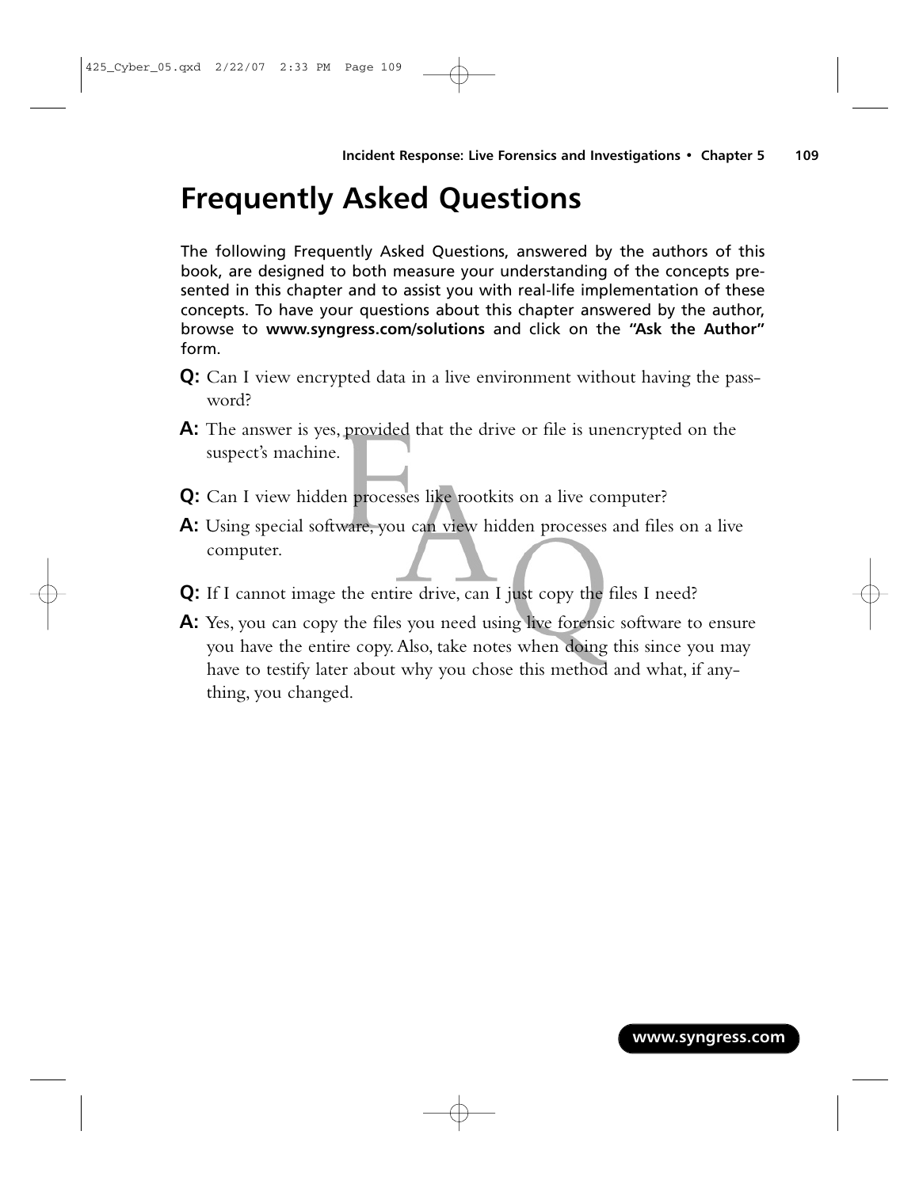# Frequently Asked Questions

The following Frequently Asked Questions, answered by the authors of this book, are designed to both measure your understanding of the concepts presented in this chapter and to assist you with real-life implementation of these concepts. To have your questions about this chapter answered by the author, browse to **www.syngress.com/solutions** and click on the **"Ask the Author"** form.

**Q:** Can I view encrypted data in a live environment without having the password?

**A:** The answer is yes, provided that the drive or file is unencrypted on the suspect's machine.

**Q:** Can I view hidden processes like rootkits on a live computer?

**A:** Using special software, you can view hidden processes and files on a live computer.

**Q:** If I cannot image the entire drive, can I just copy the files I need?

**A:** Yes, you can copy the files you need using live forensic software to ensure you have the entire copy. Also, take notes when doing this since you may have to testify later about why you chose this method and what, if anything, you changed.